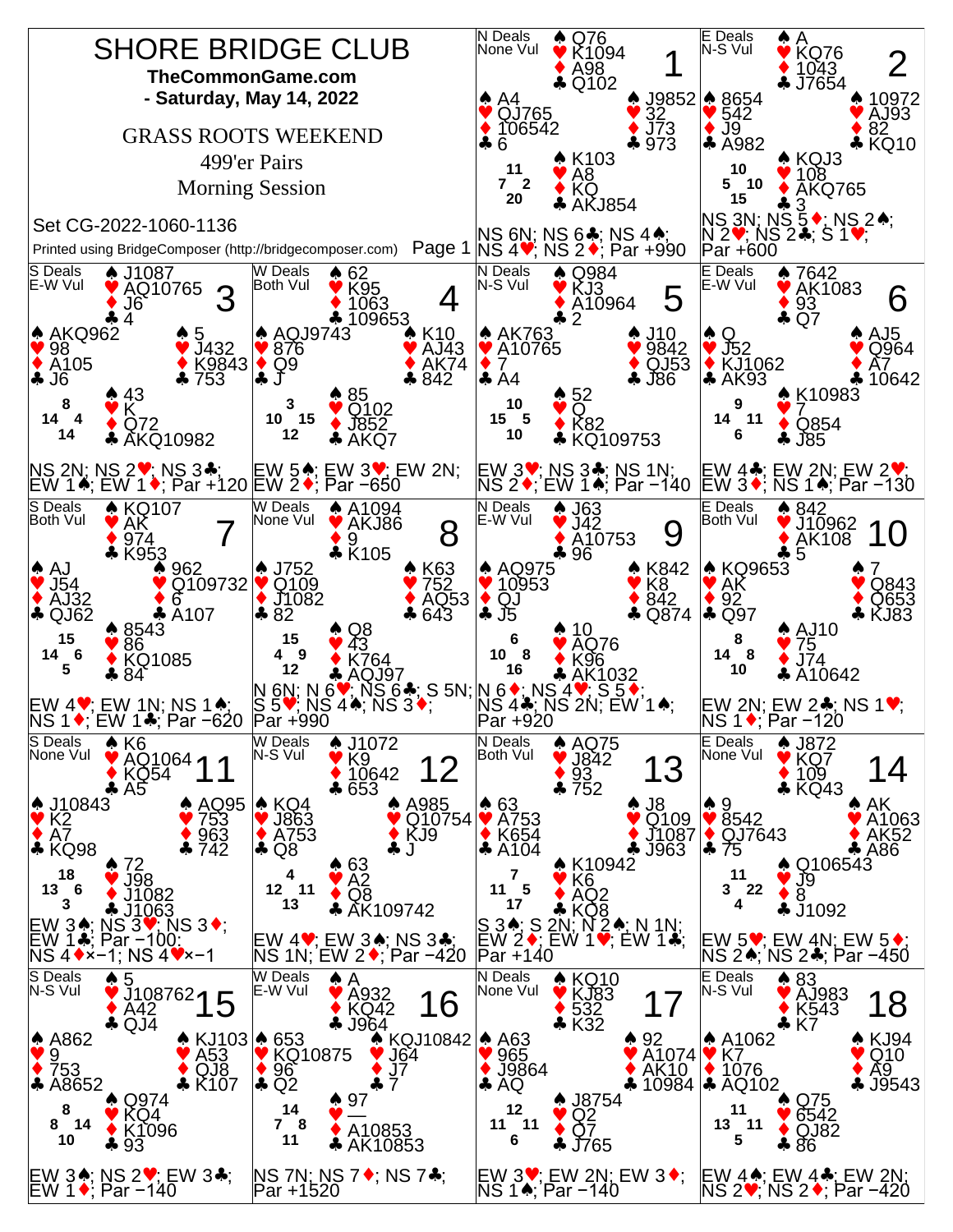# SHORE BRIDGE CLUB

**TheCommonGame.com**

**- Saturday, May 14, 2022**

GRASS ROOTS WEEKEND

499'er Pairs

Morning Session

Set CG-2022-1060-1136

Printed using BridgeComposer (http://bridgecomposer.com)

---

## Board 1
N Deals, None Vul

North: ♠ Q76 ♥ K1094 ♦ A98 ♣ Q102
West: ♠ A4 ♥ QJ765 ♦ 106542 ♣ 6
East: ♠ J9852 ♥ 32 ♦ J73 ♣ 973
South: ♠ K103 ♥ A8 ♦ KQ ♣ AKJ854

HCP: N 11, W 7, E 2, S 20

NS 6N; NS 6♣; NS 4♠; NS 4♥; NS 2♦; Par +990

## Board 2
E Deals, N-S Vul

North: ♠ A ♥ KQ76 ♦ 1043 ♣ J7654
West: ♠ 8654 ♥ 542 ♦ J9 ♣ A982
East: ♠ 10972 ♥ AJ93 ♦ 82 ♣ KQ10
South: ♠ KQJ3 ♥ 108 ♦ AKQ765 ♣ 3

HCP: N 10, W 5, E 10, S 15

NS 3N; NS 5♦; NS 2♠; N 2♥; NS 2♣; S 1♥; Par +600

## Board 3
S Deals, E-W Vul

North: ♠ J1087 ♥ AQ10765 ♦ J6 ♣ 4
West: ♠ AKQ962 ♥ 98 ♦ A105 ♣ J6
East: ♠ 5 ♥ J432 ♦ K9843 ♣ 753
South: ♠ 43 ♥ K ♦ Q72 ♣ AKQ10982

HCP: N 8, W 14, E 4, S 14

NS 2N; NS 2♥; NS 3♣; EW 1♠; EW 1♦; Par +120

## Board 4
W Deals, Both Vul

North: ♠ 62 ♥ K95 ♦ 1063 ♣ 109653
West: ♠ AQJ9743 ♥ 876 ♦ Q9 ♣ J
East: ♠ K10 ♥ AJ43 ♦ AK74 ♣ 842
South: ♠ 85 ♥ Q102 ♦ J852 ♣ AKQ7

HCP: N 3, W 10, E 15, S 12

EW 5♠; EW 3♥; EW 2N; EW 2♦; Par −650

## Board 5
N Deals, N-S Vul

North: ♠ Q984 ♥ KJ3 ♦ A10964 ♣ 2
West: ♠ AK763 ♥ A10765 ♦ 7 ♣ A4
East: ♠ J10 ♥ 9842 ♦ QJ53 ♣ J86
South: ♠ 52 ♥ Q ♦ K82 ♣ KQ109753

HCP: N 10, W 15, E 5, S 10

EW 3♥; NS 3♣; NS 1N; NS 2♦; EW 1♠; Par −140

## Board 6
E Deals, E-W Vul

North: ♠ 7642 ♥ AK1083 ♦ 93 ♣ Q7
West: ♠ Q ♥ J52 ♦ KJ1062 ♣ AK93
East: ♠ AJ5 ♥ Q964 ♦ A7 ♣ 10642
South: ♠ K10983 ♥ 7 ♦ Q854 ♣ J85

HCP: N 9, W 14, E 11, S 6

EW 4♣; EW 2N; EW 2♥; EW 3♦; NS 1♠; Par −130

## Board 7
S Deals, Both Vul

North: ♠ KQ107 ♥ AK ♦ 974 ♣ K953
West: ♠ AJ ♥ J54 ♦ AJ32 ♣ QJ62
East: ♠ 962 ♥ Q109732 ♦ 6 ♣ A107
South: ♠ 8543 ♥ 86 ♦ KQ1085 ♣ 84

HCP: N 15, W 14, E 6, S 5

EW 4♥; EW 1N; NS 1♠; NS 1♦; EW 1♣; Par −620

## Board 8
W Deals, None Vul

North: ♠ A1094 ♥ AKJ86 ♦ 9 ♣ K105
West: ♠ J752 ♥ Q109 ♦ J1082 ♣ 82
East: ♠ K63 ♥ 752 ♦ AQ53 ♣ 643
South: ♠ Q8 ♥ 43 ♦ K764 ♣ AQJ97

HCP: N 15, W 4, E 9, S 12

N 6N; N 6♥; NS 6♣; S 5N; S 5♥; NS 4♠; NS 3♦; Par +990

## Board 9
N Deals, E-W Vul

North: ♠ J63 ♥ J42 ♦ A10753 ♣ 96
West: ♠ AQ975 ♥ 10953 ♦ QJ ♣ J5
East: ♠ K842 ♥ K8 ♦ 842 ♣ Q874
South: ♠ 10 ♥ AQ76 ♦ K96 ♣ AK1032

HCP: N 6, W 10, E 8, S 16

N 6♦; NS 4♥; S 5♦; NS 4♣; NS 2N; EW 1♠; Par +920

## Board 10
E Deals, Both Vul

North: ♠ 842 ♥ J10962 ♦ AK108 ♣ 5
West: ♠ KQ9653 ♥ AK ♦ 92 ♣ Q97
East: ♠ 7 ♥ Q843 ♦ Q653 ♣ KJ83
South: ♠ AJ10 ♥ 75 ♦ J74 ♣ A10642

HCP: N 8, W 14, E 8, S 10

EW 2N; EW 2♣; NS 1♥; NS 1♦; Par −120

## Board 11
S Deals, None Vul

North: ♠ K6 ♥ AQ1064 ♦ KQ54 ♣ A5
West: ♠ J10843 ♥ K2 ♦ A7 ♣ KQ98
East: ♠ AQ95 ♥ 753 ♦ 963 ♣ 742
South: ♠ 72 ♥ J98 ♦ J1082 ♣ J1063

HCP: N 18, W 13, E 6, S 3

EW 3♠; NS 3♥; NS 3♦; EW 1♣; Par −100: NS 4♦×−1; NS 4♥×−1

## Board 12
W Deals, N-S Vul

North: ♠ J1072 ♥ K9 ♦ 10642 ♣ 653
West: ♠ KQ4 ♥ J863 ♦ A753 ♣ Q8
East: ♠ A985 ♥ Q10754 ♦ KJ9 ♣ J
South: ♠ 63 ♥ A2 ♦ Q8 ♣ AK109742

HCP: N 4, W 12, E 11, S 13

EW 4♥; EW 3♠; NS 3♣; NS 1N; EW 2♦; Par −420

## Board 13
N Deals, Both Vul

North: ♠ AQ75 ♥ J842 ♦ 93 ♣ 752
West: ♠ 63 ♥ A753 ♦ K654 ♣ A104
East: ♠ J8 ♥ Q109 ♦ J1087 ♣ J963
South: ♠ K10942 ♥ K6 ♦ AQ2 ♣ KQ8

HCP: N 7, W 11, E 5, S 17

S 3♠; S 2N; N 2♠; N 1N; EW 2♦; EW 1♥; EW 1♣; Par +140

## Board 14
E Deals, None Vul

North: ♠ J872 ♥ KQ7 ♦ 109 ♣ KQ43
West: ♠ 9 ♥ 8542 ♦ QJ7643 ♣ 75
East: ♠ AK ♥ A1063 ♦ AK52 ♣ A86
South: ♠ Q106543 ♥ J9 ♦ 8 ♣ J1092

HCP: N 11, W 3, E 22, S 4

EW 5♥; EW 4N; EW 5♦; NS 2♠; NS 2♣; Par −450

## Board 15
S Deals, N-S Vul

North: ♠ 5 ♥ J108762 ♦ A42 ♣ QJ4
West: ♠ A862 ♥ 9 ♦ 753 ♣ A8652
East: ♠ KJ103 ♥ A53 ♦ QJ8 ♣ K107
South: ♠ Q974 ♥ KQ4 ♦ K1096 ♣ 93

HCP: N 8, W 8, E 14, S 10

EW 3♠; NS 2♥; EW 3♣; EW 1♦; Par −140

## Board 16
W Deals, E-W Vul

North: ♠ A ♥ A932 ♦ KQ42 ♣ J964
West: ♠ 653 ♥ KQ10875 ♦ 96 ♣ Q2
East: ♠ KQJ10842 ♥ J64 ♦ J7 ♣ 7
South: ♠ 97 ♥ — ♦ A10853 ♣ AK10853

HCP: N 14, W 7, E 8, S 11

NS 7N; NS 7♦; NS 7♣; Par +1520

## Board 17
N Deals, None Vul

North: ♠ KQ10 ♥ KJ83 ♦ 532 ♣ K32
West: ♠ A63 ♥ 965 ♦ J9864 ♣ AQ
East: ♠ 92 ♥ A1074 ♦ AK10 ♣ 10984
South: ♠ J8754 ♥ Q2 ♦ Q7 ♣ J765

HCP: N 12, W 11, E 11, S 6

EW 3♥; EW 2N; EW 3♦; NS 1♠; Par −140

## Board 18
E Deals, N-S Vul

North: ♠ 83 ♥ AJ983 ♦ K543 ♣ K7
West: ♠ A1062 ♥ K7 ♦ 1076 ♣ AQ102
East: ♠ KJ94 ♥ Q10 ♦ A9 ♣ J9543
South: ♠ Q75 ♥ 6542 ♦ QJ82 ♣ 86

HCP: N 11, W 13, E 11, S 5

EW 4♠; EW 4♣; EW 2N; NS 2♥; NS 2♦; Par −420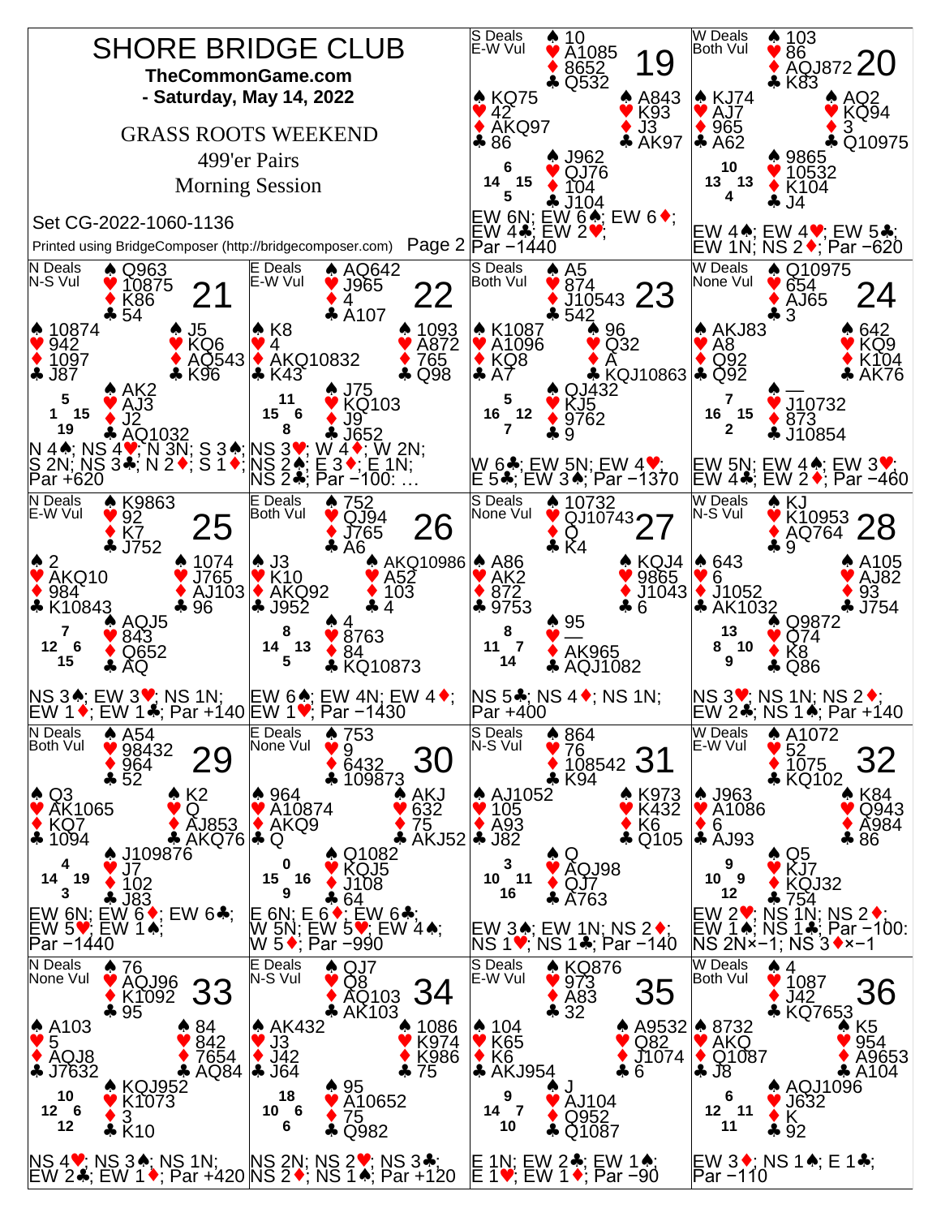# SHORE BRIDGE CLUB

**TheCommonGame.com**

**- Saturday, May 14, 2022**

GRASS ROOTS WEEKEND

499'er Pairs

Morning Session

Set CG-2022-1060-1136

Printed using BridgeComposer (http://bridgecomposer.com)

## Board 19

S Deals, E-W Vul

North: ♠ 10 ♥ A1085 ♦ 8652 ♣ Q532

West: ♠ KQ75 ♥ 42 ♦ AKQ97 ♣ 86

East: ♠ A843 ♥ K93 ♦ J3 ♣ AK97

South: ♠ J962 ♥ QJ76 ♦ 104 ♣ J104

HCP: N 6, W 14, E 15, S 5

EW 6N; EW 6♠; EW 6♦; EW 4♣; EW 2♥; Par −1440

## Board 20

W Deals, Both Vul

North: ♠ 103 ♥ 86 ♦ AQJ872 ♣ K83

West: ♠ KJ74 ♥ AJ7 ♦ 965 ♣ A62

East: ♠ AQ2 ♥ KQ94 ♦ 3 ♣ Q10975

South: ♠ 9865 ♥ 10532 ♦ K104 ♣ J4

HCP: N 10, W 13, E 13, S 4

EW 4♠; EW 4♥; EW 5♣; EW 1N; NS 2♦; Par −620

## Board 21

N Deals, N-S Vul

North: ♠ Q963 ♥ 10875 ♦ K86 ♣ 54

West: ♠ 10874 ♥ 942 ♦ 1097 ♣ J87

East: ♠ J5 ♥ KQ6 ♦ AQ543 ♣ K96

South: ♠ AK2 ♥ AJ3 ♦ J2 ♣ AQ1032

HCP: N 5, W 1, E 15, S 19

N 4♠; NS 4♥; N 3N; S 3♠; S 2N; NS 3♣; N 2♦; S 1♦; Par +620

## Board 22

E Deals, E-W Vul

North: ♠ AQ642 ♥ J965 ♦ 4 ♣ A107

West: ♠ K8 ♥ 4 ♦ AKQ10832 ♣ K43

East: ♠ 1093 ♥ A872 ♦ 765 ♣ Q98

South: ♠ J75 ♥ KQ103 ♦ J9 ♣ J652

HCP: N 11, W 15, E 6, S 8

NS 3♥; W 4♦; W 2N; NS 2♠; E 3♦; E 1N; NS 2♣; Par −100: …

## Board 23

S Deals, Both Vul

North: ♠ A5 ♥ 874 ♦ J10543 ♣ 542

West: ♠ K1087 ♥ A1096 ♦ KQ8 ♣ A7

East: ♠ 96 ♥ Q32 ♦ A ♣ KQJ10863

South: ♠ QJ432 ♥ KJ5 ♦ 9762 ♣ 9

HCP: N 5, W 16, E 12, S 7

W 6♣; EW 5N; EW 4♥; E 5♣; EW 3♠; Par −1370

## Board 24

W Deals, None Vul

North: ♠ Q10975 ♥ 654 ♦ AJ65 ♣ 3

West: ♠ AKJ83 ♥ A8 ♦ Q92 ♣ Q92

East: ♠ 642 ♥ KQ9 ♦ K104 ♣ AK76

South: ♠ — ♥ J10732 ♦ 873 ♣ J10854

HCP: N 7, W 16, E 15, S 2

EW 5N; EW 4♠; EW 3♥; EW 4♣; EW 2♦; Par −460

## Board 25

N Deals, E-W Vul

North: ♠ K9863 ♥ 92 ♦ K7 ♣ J752

West: ♠ 2 ♥ AKQ10 ♦ 984 ♣ K10843

East: ♠ 1074 ♥ J765 ♦ AJ103 ♣ 96

South: ♠ AQJ5 ♥ 843 ♦ Q652 ♣ AQ

HCP: N 7, W 12, E 6, S 15

NS 3♠; EW 3♥; NS 1N; EW 1♦; EW 1♣; Par +140

## Board 26

E Deals, Both Vul

North: ♠ 752 ♥ QJ94 ♦ J765 ♣ A6

West: ♠ J3 ♥ K10 ♦ AKQ92 ♣ J952

East: ♠ AKQ10986 ♥ A52 ♦ 103 ♣ 4

South: ♠ 4 ♥ 8763 ♦ 84 ♣ KQ10873

HCP: N 8, W 14, E 13, S 5

EW 6♠; EW 4N; EW 4♦; EW 1♥; Par −1430

## Board 27

S Deals, None Vul

North: ♠ 10732 ♥ QJ10743 ♦ Q ♣ K4

West: ♠ A86 ♥ AK2 ♦ 872 ♣ 9753

East: ♠ KQJ4 ♥ 9865 ♦ J1043 ♣ 6

South: ♠ 95 ♥ — ♦ AK965 ♣ AQJ1082

HCP: N 8, W 11, E 7, S 14

NS 5♣; NS 4♦; NS 1N; Par +400

## Board 28

W Deals, N-S Vul

North: ♠ KJ ♥ K10953 ♦ AQ764 ♣ 9

West: ♠ 643 ♥ 6 ♦ J1052 ♣ AK1032

East: ♠ A105 ♥ AJ82 ♦ 93 ♣ J754

South: ♠ Q9872 ♥ Q74 ♦ K8 ♣ Q86

HCP: N 13, W 8, E 10, S 9

NS 3♥; NS 1N; NS 2♦; EW 2♣; NS 1♠; Par +140

## Board 29

N Deals, Both Vul

North: ♠ A54 ♥ 98432 ♦ 964 ♣ 52

West: ♠ Q3 ♥ AK1065 ♦ KQ7 ♣ 1094

East: ♠ K2 ♥ Q ♦ AJ853 ♣ AKQ76

South: ♠ J109876 ♥ J7 ♦ 102 ♣ J83

HCP: N 4, W 14, E 19, S 3

EW 6N; EW 6♦; EW 6♣; EW 5♥; EW 1♠; Par −1440

## Board 30

E Deals, None Vul

North: ♠ 753 ♥ 9 ♦ 6432 ♣ 109873

West: ♠ 964 ♥ A10874 ♦ AKQ9 ♣ Q

East: ♠ AKJ ♥ 632 ♦ 75 ♣ AKJ52

South: ♠ Q1082 ♥ KQJ5 ♦ J108 ♣ 64

HCP: N 0, W 15, E 16, S 9

E 6N; E 6♦; EW 6♣; W 5N; EW 5♥; EW 4♠; W 5♦; Par −990

## Board 31

S Deals, N-S Vul

North: ♠ 864 ♥ 76 ♦ 108542 ♣ K94

West: ♠ AJ1052 ♥ 105 ♦ A93 ♣ J82

East: ♠ K973 ♥ K432 ♦ K6 ♣ Q105

South: ♠ Q ♥ AQJ98 ♦ QJ7 ♣ A763

HCP: N 3, W 10, E 11, S 16

EW 3♠; EW 1N; NS 2♦; NS 1♥; NS 1♣; Par −140

## Board 32

W Deals, E-W Vul

North: ♠ A1072 ♥ 52 ♦ 1075 ♣ KQ102

West: ♠ J963 ♥ A1086 ♦ 6 ♣ AJ93

East: ♠ K84 ♥ Q943 ♦ A984 ♣ 86

South: ♠ Q5 ♥ KJ7 ♦ KQJ32 ♣ 754

HCP: N 9, W 10, E 9, S 12

EW 2♥; NS 1N; NS 2♦; EW 1♠; NS 1♣; Par −100: NS 2N×−1; NS 3♦×−1

## Board 33

N Deals, None Vul

North: ♠ 76 ♥ AQJ96 ♦ K1092 ♣ 95

West: ♠ A103 ♥ 5 ♦ AQJ8 ♣ J7632

East: ♠ 84 ♥ 842 ♦ 7654 ♣ AQ84

South: ♠ KQJ952 ♥ K1073 ♦ 3 ♣ K10

HCP: N 10, W 12, E 6, S 12

NS 4♥; NS 3♠; NS 1N; EW 2♣; EW 1♦; Par +420

## Board 34

E Deals, N-S Vul

North: ♠ QJ7 ♥ Q8 ♦ AQ103 ♣ AK103

West: ♠ AK432 ♥ J3 ♦ J42 ♣ J64

East: ♠ 1086 ♥ K974 ♦ K986 ♣ 75

South: ♠ 95 ♥ A10652 ♦ 75 ♣ Q982

HCP: N 18, W 10, E 6, S 6

NS 2N; NS 2♥; NS 3♣; NS 2♦; NS 1♠; Par +120

## Board 35

S Deals, E-W Vul

North: ♠ KQ876 ♥ 973 ♦ A83 ♣ 32

West: ♠ 104 ♥ K65 ♦ K6 ♣ AKJ954

East: ♠ A9532 ♥ Q82 ♦ J1074 ♣ 6

South: ♠ J ♥ AJ104 ♦ Q952 ♣ Q1087

HCP: N 9, W 14, E 7, S 10

E 1N; EW 2♣; EW 1♠; E 1♥; EW 1♦; Par −90

## Board 36

W Deals, Both Vul

North: ♠ 4 ♥ 1087 ♦ J42 ♣ KQ7653

West: ♠ 8732 ♥ AKQ ♦ Q1087 ♣ J8

East: ♠ K5 ♥ 954 ♦ A9653 ♣ A104

South: ♠ AQJ1096 ♥ J632 ♦ K ♣ 92

HCP: N 6, W 12, E 11, S 11

EW 3♦; NS 1♠; E 1♣; Par −110